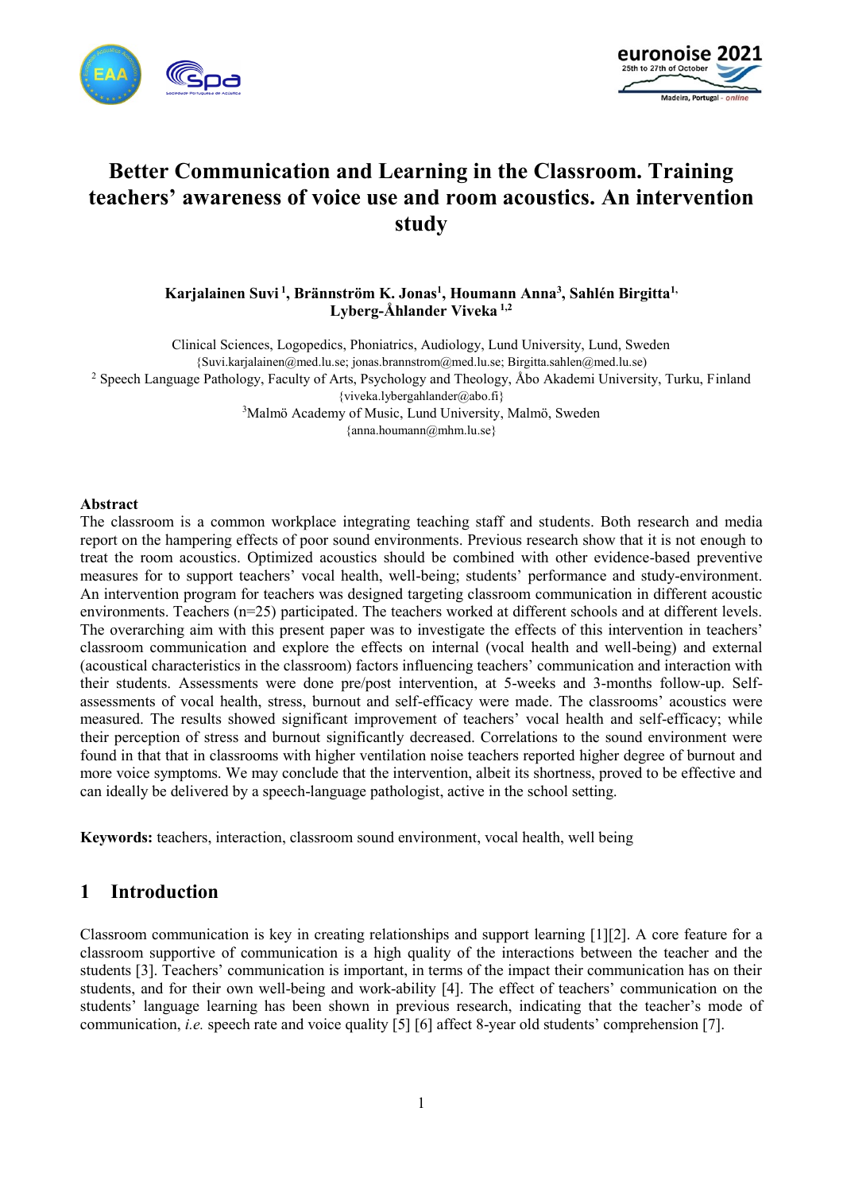# Better Communication and Learning in the Classroom. Training teachers' awareness of voice use and room acoustics. An intervention study

**Karjalainen Suvi [1], Brännström K. Jonas[1], Houmann Anna[3], Sahlén Birgitta[1,] Lyberg-Åhlander Viveka [1,2]**

Clinical Sciences, Logopedics, Phoniatrics, Audiology, Lund University, Lund, Sweden
{Suvi.karjalainen@med.lu.se; jonas.brannstrom@med.lu.se; Birgitta.sahlen@med.lu.se)

[2] Speech Language Pathology, Faculty of Arts, Psychology and Theology, Åbo Akademi University, Turku, Finland
{viveka.lybergahlander@abo.fi}

[3]Malmö Academy of Music, Lund University, Malmö, Sweden
{anna.houmann@mhm.lu.se}

**Abstract**

The classroom is a common workplace integrating teaching staff and students. Both research and media report on the hampering effects of poor sound environments. Previous research show that it is not enough to treat the room acoustics. Optimized acoustics should be combined with other evidence-based preventive measures for to support teachers' vocal health, well-being; students' performance and study-environment. An intervention program for teachers was designed targeting classroom communication in different acoustic environments. Teachers (n=25) participated. The teachers worked at different schools and at different levels. The overarching aim with this present paper was to investigate the effects of this intervention in teachers' classroom communication and explore the effects on internal (vocal health and well-being) and external (acoustical characteristics in the classroom) factors influencing teachers' communication and interaction with their students. Assessments were done pre/post intervention, at 5-weeks and 3-months follow-up. Self-assessments of vocal health, stress, burnout and self-efficacy were made. The classrooms' acoustics were measured. The results showed significant improvement of teachers' vocal health and self-efficacy; while their perception of stress and burnout significantly decreased. Correlations to the sound environment were found in that that in classrooms with higher ventilation noise teachers reported higher degree of burnout and more voice symptoms. We may conclude that the intervention, albeit its shortness, proved to be effective and can ideally be delivered by a speech-language pathologist, active in the school setting.

**Keywords:** teachers, interaction, classroom sound environment, vocal health, well being

## 1 Introduction

Classroom communication is key in creating relationships and support learning [1][2]. A core feature for a classroom supportive of communication is a high quality of the interactions between the teacher and the students [3]. Teachers' communication is important, in terms of the impact their communication has on their students, and for their own well-being and work-ability [4]. The effect of teachers' communication on the students' language learning has been shown in previous research, indicating that the teacher's mode of communication, *i.e.* speech rate and voice quality [5] [6] affect 8-year old students' comprehension [7].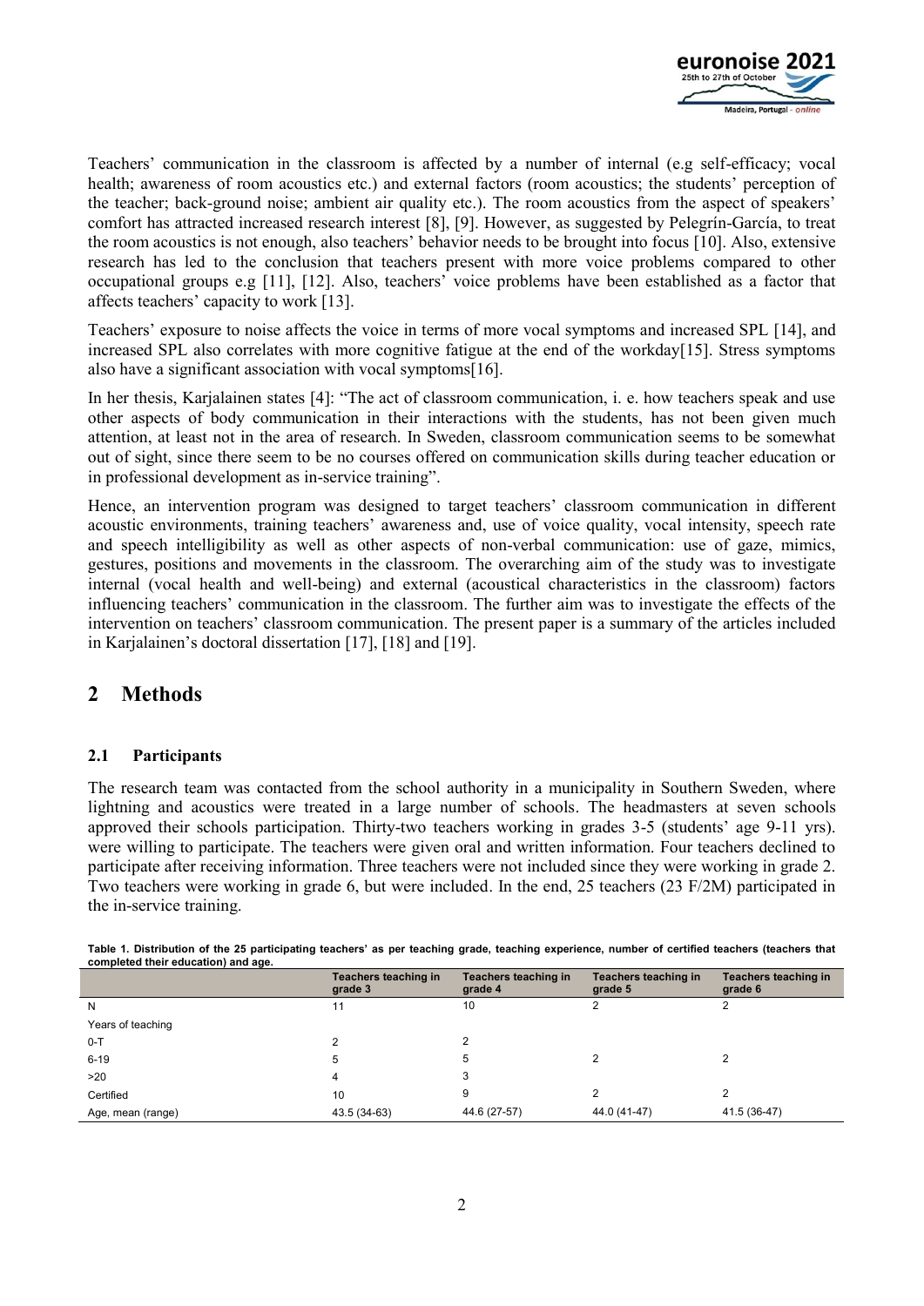Teachers' communication in the classroom is affected by a number of internal (e.g self-efficacy; vocal health; awareness of room acoustics etc.) and external factors (room acoustics; the students' perception of the teacher; back-ground noise; ambient air quality etc.). The room acoustics from the aspect of speakers' comfort has attracted increased research interest [8], [9]. However, as suggested by Pelegrín-García, to treat the room acoustics is not enough, also teachers' behavior needs to be brought into focus [10]. Also, extensive research has led to the conclusion that teachers present with more voice problems compared to other occupational groups e.g [11], [12]. Also, teachers' voice problems have been established as a factor that affects teachers' capacity to work [13].

Teachers' exposure to noise affects the voice in terms of more vocal symptoms and increased SPL [14], and increased SPL also correlates with more cognitive fatigue at the end of the workday[15]. Stress symptoms also have a significant association with vocal symptoms[16].

In her thesis, Karjalainen states [4]: "The act of classroom communication, i. e. how teachers speak and use other aspects of body communication in their interactions with the students, has not been given much attention, at least not in the area of research. In Sweden, classroom communication seems to be somewhat out of sight, since there seem to be no courses offered on communication skills during teacher education or in professional development as in-service training".

Hence, an intervention program was designed to target teachers' classroom communication in different acoustic environments, training teachers' awareness and, use of voice quality, vocal intensity, speech rate and speech intelligibility as well as other aspects of non-verbal communication: use of gaze, mimics, gestures, positions and movements in the classroom. The overarching aim of the study was to investigate internal (vocal health and well-being) and external (acoustical characteristics in the classroom) factors influencing teachers' communication in the classroom. The further aim was to investigate the effects of the intervention on teachers' classroom communication. The present paper is a summary of the articles included in Karjalainen's doctoral dissertation [17], [18] and [19].

## 2 Methods

### 2.1 Participants

The research team was contacted from the school authority in a municipality in Southern Sweden, where lightning and acoustics were treated in a large number of schools. The headmasters at seven schools approved their schools participation. Thirty-two teachers working in grades 3-5 (students' age 9-11 yrs). were willing to participate. The teachers were given oral and written information. Four teachers declined to participate after receiving information. Three teachers were not included since they were working in grade 2. Two teachers were working in grade 6, but were included. In the end, 25 teachers (23 F/2M) participated in the in-service training.

**Table 1. Distribution of the 25 participating teachers' as per teaching grade, teaching experience, number of certified teachers (teachers that completed their education) and age.**

| | Teachers teaching in grade 3 | Teachers teaching in grade 4 | Teachers teaching in grade 5 | Teachers teaching in grade 6 |
|---|---|---|---|---|
| N | 11 | 10 | 2 | 2 |
| Years of teaching | | | | |
| 0-T | 2 | 2 | | |
| 6-19 | 5 | 5 | 2 | 2 |
| >20 | 4 | 3 | | |
| Certified | 10 | 9 | 2 | 2 |
| Age, mean (range) | 43.5 (34-63) | 44.6 (27-57) | 44.0 (41-47) | 41.5 (36-47) |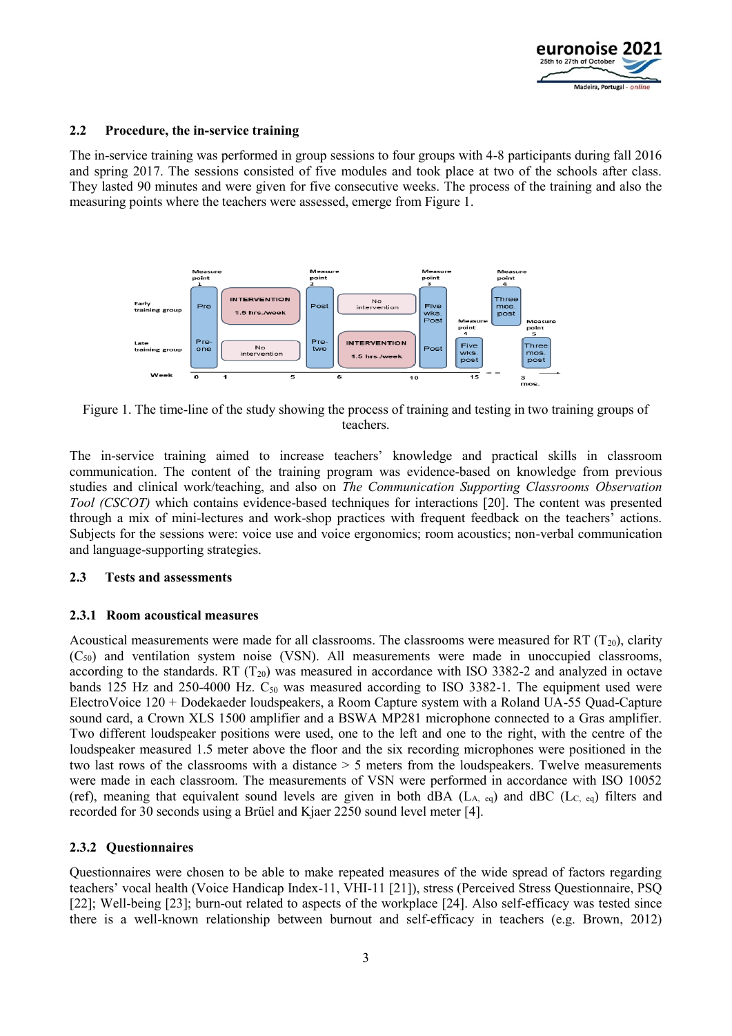### 2.2 Procedure, the in-service training

The in-service training was performed in group sessions to four groups with 4-8 participants during fall 2016 and spring 2017. The sessions consisted of five modules and took place at two of the schools after class. They lasted 90 minutes and were given for five consecutive weeks. The process of the training and also the measuring points where the teachers were assessed, emerge from Figure 1.

Figure 1. The time-line of the study showing the process of training and testing in two training groups of teachers.

The in-service training aimed to increase teachers' knowledge and practical skills in classroom communication. The content of the training program was evidence-based on knowledge from previous studies and clinical work/teaching, and also on *The Communication Supporting Classrooms Observation Tool (CSCOT)* which contains evidence-based techniques for interactions [20]. The content was presented through a mix of mini-lectures and work-shop practices with frequent feedback on the teachers' actions. Subjects for the sessions were: voice use and voice ergonomics; room acoustics; non-verbal communication and language-supporting strategies.

### 2.3 Tests and assessments

#### 2.3.1 Room acoustical measures

Acoustical measurements were made for all classrooms. The classrooms were measured for RT ($T_{20}$), clarity ($C_{50}$) and ventilation system noise (VSN). All measurements were made in unoccupied classrooms, according to the standards. RT ($T_{20}$) was measured in accordance with ISO 3382-2 and analyzed in octave bands 125 Hz and 250-4000 Hz. $C_{50}$ was measured according to ISO 3382-1. The equipment used were ElectroVoice 120 + Dodekaeder loudspeakers, a Room Capture system with a Roland UA-55 Quad-Capture sound card, a Crown XLS 1500 amplifier and a BSWA MP281 microphone connected to a Gras amplifier. Two different loudspeaker positions were used, one to the left and one to the right, with the centre of the loudspeaker measured 1.5 meter above the floor and the six recording microphones were positioned in the two last rows of the classrooms with a distance > 5 meters from the loudspeakers. Twelve measurements were made in each classroom. The measurements of VSN were performed in accordance with ISO 10052 (ref), meaning that equivalent sound levels are given in both dBA ($L_{A,\ eq}$) and dBC ($L_{C,\ eq}$) filters and recorded for 30 seconds using a Brüel and Kjaer 2250 sound level meter [4].

#### 2.3.2 Questionnaires

Questionnaires were chosen to be able to make repeated measures of the wide spread of factors regarding teachers' vocal health (Voice Handicap Index-11, VHI-11 [21]), stress (Perceived Stress Questionnaire, PSQ [22]; Well-being [23]; burn-out related to aspects of the workplace [24]. Also self-efficacy was tested since there is a well-known relationship between burnout and self-efficacy in teachers (e.g. Brown, 2012)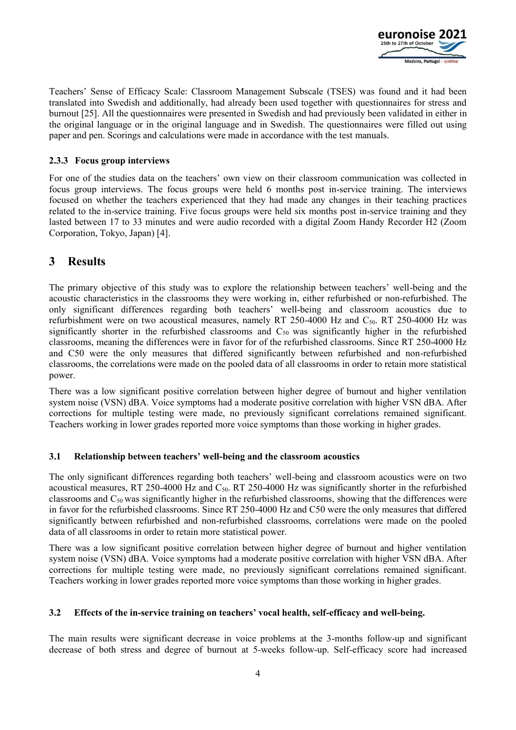Teachers' Sense of Efficacy Scale: Classroom Management Subscale (TSES) was found and it had been translated into Swedish and additionally, had already been used together with questionnaires for stress and burnout [25]. All the questionnaires were presented in Swedish and had previously been validated in either in the original language or in the original language and in Swedish. The questionnaires were filled out using paper and pen. Scorings and calculations were made in accordance with the test manuals.

### 2.3.3 Focus group interviews

For one of the studies data on the teachers' own view on their classroom communication was collected in focus group interviews. The focus groups were held 6 months post in-service training. The interviews focused on whether the teachers experienced that they had made any changes in their teaching practices related to the in-service training. Five focus groups were held six months post in-service training and they lasted between 17 to 33 minutes and were audio recorded with a digital Zoom Handy Recorder H2 (Zoom Corporation, Tokyo, Japan) [4].

# 3 Results

The primary objective of this study was to explore the relationship between teachers' well-being and the acoustic characteristics in the classrooms they were working in, either refurbished or non-refurbished. The only significant differences regarding both teachers' well-being and classroom acoustics due to refurbishment were on two acoustical measures, namely RT 250-4000 Hz and $C_{50}$. RT 250-4000 Hz was significantly shorter in the refurbished classrooms and $C_{50}$ was significantly higher in the refurbished classrooms, meaning the differences were in favor for of the refurbished classrooms. Since RT 250-4000 Hz and C50 were the only measures that differed significantly between refurbished and non-refurbished classrooms, the correlations were made on the pooled data of all classrooms in order to retain more statistical power.

There was a low significant positive correlation between higher degree of burnout and higher ventilation system noise (VSN) dBA. Voice symptoms had a moderate positive correlation with higher VSN dBA. After corrections for multiple testing were made, no previously significant correlations remained significant. Teachers working in lower grades reported more voice symptoms than those working in higher grades.

## 3.1 Relationship between teachers' well-being and the classroom acoustics

The only significant differences regarding both teachers' well-being and classroom acoustics were on two acoustical measures, RT 250-4000 Hz and $C_{50}$. RT 250-4000 Hz was significantly shorter in the refurbished classrooms and $C_{50}$ was significantly higher in the refurbished classrooms, showing that the differences were in favor for the refurbished classrooms. Since RT 250-4000 Hz and C50 were the only measures that differed significantly between refurbished and non-refurbished classrooms, correlations were made on the pooled data of all classrooms in order to retain more statistical power.

There was a low significant positive correlation between higher degree of burnout and higher ventilation system noise (VSN) dBA. Voice symptoms had a moderate positive correlation with higher VSN dBA. After corrections for multiple testing were made, no previously significant correlations remained significant. Teachers working in lower grades reported more voice symptoms than those working in higher grades.

## 3.2 Effects of the in-service training on teachers' vocal health, self-efficacy and well-being.

The main results were significant decrease in voice problems at the 3-months follow-up and significant decrease of both stress and degree of burnout at 5-weeks follow-up. Self-efficacy score had increased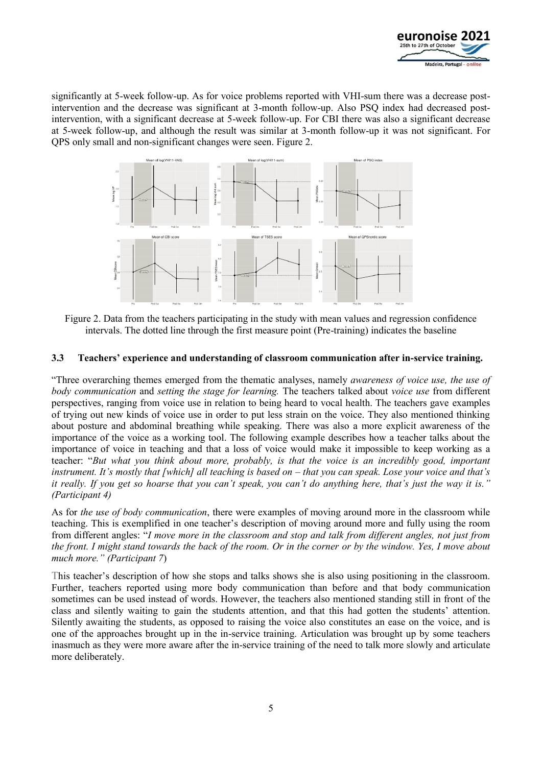significantly at 5-week follow-up. As for voice problems reported with VHI-sum there was a decrease post-intervention and the decrease was significant at 3-month follow-up. Also PSQ index had decreased post-intervention, with a significant decrease at 5-week follow-up. For CBI there was also a significant decrease at 5-week follow-up, and although the result was similar at 3-month follow-up it was not significant. For QPS only small and non-significant changes were seen. Figure 2.

Figure 2. Data from the teachers participating in the study with mean values and regression confidence intervals. The dotted line through the first measure point (Pre-training) indicates the baseline

### 3.3 Teachers' experience and understanding of classroom communication after in-service training.

"Three overarching themes emerged from the thematic analyses, namely *awareness of voice use, the use of body communication* and *setting the stage for learning.* The teachers talked about *voice use* from different perspectives, ranging from voice use in relation to being heard to vocal health. The teachers gave examples of trying out new kinds of voice use in order to put less strain on the voice. They also mentioned thinking about posture and abdominal breathing while speaking. There was also a more explicit awareness of the importance of the voice as a working tool. The following example describes how a teacher talks about the importance of voice in teaching and that a loss of voice would make it impossible to keep working as a teacher: "*But what you think about more, probably, is that the voice is an incredibly good, important instrument. It's mostly that [which] all teaching is based on – that you can speak. Lose your voice and that's it really. If you get so hoarse that you can't speak, you can't do anything here, that's just the way it is." (Participant 4)*

As for *the use of body communication*, there were examples of moving around more in the classroom while teaching. This is exemplified in one teacher's description of moving around more and fully using the room from different angles: "*I move more in the classroom and stop and talk from different angles, not just from the front. I might stand towards the back of the room. Or in the corner or by the window. Yes, I move about much more." (Participant 7*)

This teacher's description of how she stops and talks shows she is also using positioning in the classroom. Further, teachers reported using more body communication than before and that body communication sometimes can be used instead of words. However, the teachers also mentioned standing still in front of the class and silently waiting to gain the students attention, and that this had gotten the students' attention. Silently awaiting the students, as opposed to raising the voice also constitutes an ease on the voice, and is one of the approaches brought up in the in-service training. Articulation was brought up by some teachers inasmuch as they were more aware after the in-service training of the need to talk more slowly and articulate more deliberately.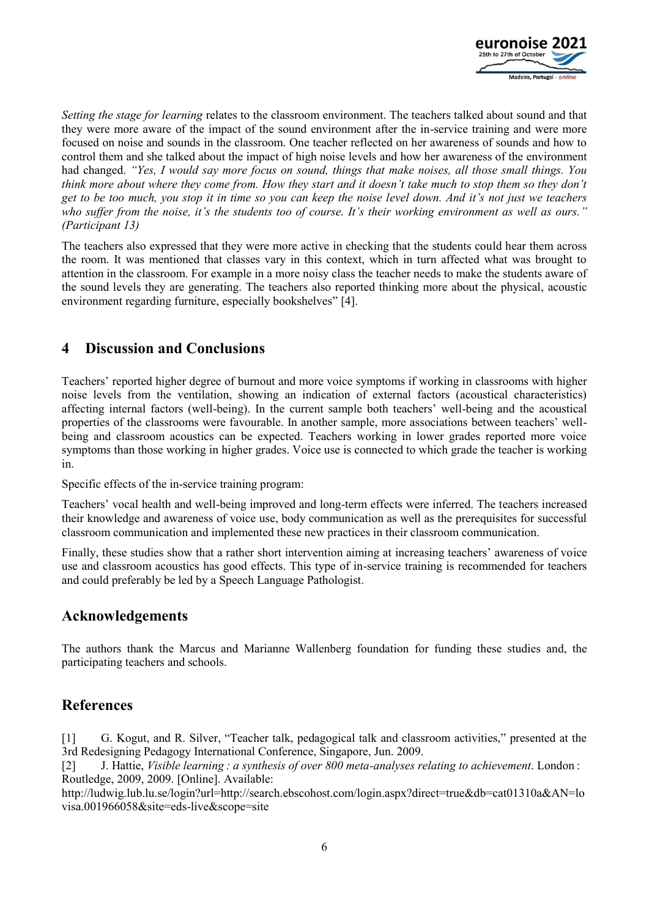*Setting the stage for learning* relates to the classroom environment. The teachers talked about sound and that they were more aware of the impact of the sound environment after the in-service training and were more focused on noise and sounds in the classroom. One teacher reflected on her awareness of sounds and how to control them and she talked about the impact of high noise levels and how her awareness of the environment had changed. *"Yes, I would say more focus on sound, things that make noises, all those small things. You think more about where they come from. How they start and it doesn't take much to stop them so they don't get to be too much, you stop it in time so you can keep the noise level down. And it's not just we teachers who suffer from the noise, it's the students too of course. It's their working environment as well as ours." (Participant 13)*

The teachers also expressed that they were more active in checking that the students could hear them across the room. It was mentioned that classes vary in this context, which in turn affected what was brought to attention in the classroom. For example in a more noisy class the teacher needs to make the students aware of the sound levels they are generating. The teachers also reported thinking more about the physical, acoustic environment regarding furniture, especially bookshelves" [4].

## 4 Discussion and Conclusions

Teachers' reported higher degree of burnout and more voice symptoms if working in classrooms with higher noise levels from the ventilation, showing an indication of external factors (acoustical characteristics) affecting internal factors (well-being). In the current sample both teachers' well-being and the acoustical properties of the classrooms were favourable. In another sample, more associations between teachers' well-being and classroom acoustics can be expected. Teachers working in lower grades reported more voice symptoms than those working in higher grades. Voice use is connected to which grade the teacher is working in.

Specific effects of the in-service training program:

Teachers' vocal health and well-being improved and long-term effects were inferred. The teachers increased their knowledge and awareness of voice use, body communication as well as the prerequisites for successful classroom communication and implemented these new practices in their classroom communication.

Finally, these studies show that a rather short intervention aiming at increasing teachers' awareness of voice use and classroom acoustics has good effects. This type of in-service training is recommended for teachers and could preferably be led by a Speech Language Pathologist.

## Acknowledgements

The authors thank the Marcus and Marianne Wallenberg foundation for funding these studies and, the participating teachers and schools.

## References

[1] G. Kogut, and R. Silver, "Teacher talk, pedagogical talk and classroom activities," presented at the 3rd Redesigning Pedagogy International Conference, Singapore, Jun. 2009.

[2] J. Hattie, *Visible learning : a synthesis of over 800 meta-analyses relating to achievement*. London : Routledge, 2009, 2009. [Online]. Available: http://ludwig.lub.lu.se/login?url=http://search.ebscohost.com/login.aspx?direct=true&db=cat01310a&AN=lovisa.001966058&site=eds-live&scope=site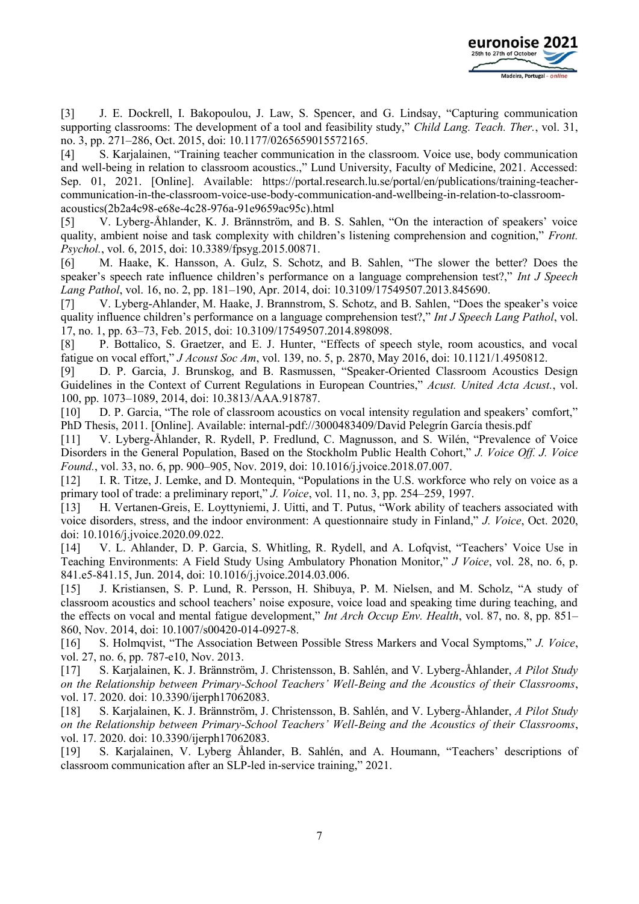[3] J. E. Dockrell, I. Bakopoulou, J. Law, S. Spencer, and G. Lindsay, "Capturing communication supporting classrooms: The development of a tool and feasibility study," *Child Lang. Teach. Ther.*, vol. 31, no. 3, pp. 271–286, Oct. 2015, doi: 10.1177/0265659015572165.

[4] S. Karjalainen, "Training teacher communication in the classroom. Voice use, body communication and well-being in relation to classroom acoustics.," Lund University, Faculty of Medicine, 2021. Accessed: Sep. 01, 2021. [Online]. Available: https://portal.research.lu.se/portal/en/publications/training-teacher-communication-in-the-classroom-voice-use-body-communication-and-wellbeing-in-relation-to-classroom-acoustics(2b2a4c98-e68e-4c28-976a-91e9659ac95c).html

[5] V. Lyberg-Åhlander, K. J. Brännström, and B. S. Sahlen, "On the interaction of speakers' voice quality, ambient noise and task complexity with children's listening comprehension and cognition," *Front. Psychol.*, vol. 6, 2015, doi: 10.3389/fpsyg.2015.00871.

[6] M. Haake, K. Hansson, A. Gulz, S. Schotz, and B. Sahlen, "The slower the better? Does the speaker's speech rate influence children's performance on a language comprehension test?," *Int J Speech Lang Pathol*, vol. 16, no. 2, pp. 181–190, Apr. 2014, doi: 10.3109/17549507.2013.845690.

[7] V. Lyberg-Ahlander, M. Haake, J. Brannstrom, S. Schotz, and B. Sahlen, "Does the speaker's voice quality influence children's performance on a language comprehension test?," *Int J Speech Lang Pathol*, vol. 17, no. 1, pp. 63–73, Feb. 2015, doi: 10.3109/17549507.2014.898098.

[8] P. Bottalico, S. Graetzer, and E. J. Hunter, "Effects of speech style, room acoustics, and vocal fatigue on vocal effort," *J Acoust Soc Am*, vol. 139, no. 5, p. 2870, May 2016, doi: 10.1121/1.4950812.

[9] D. P. Garcia, J. Brunskog, and B. Rasmussen, "Speaker-Oriented Classroom Acoustics Design Guidelines in the Context of Current Regulations in European Countries," *Acust. United Acta Acust.*, vol. 100, pp. 1073–1089, 2014, doi: 10.3813/AAA.918787.

[10] D. P. Garcia, "The role of classroom acoustics on vocal intensity regulation and speakers' comfort," PhD Thesis, 2011. [Online]. Available: internal-pdf://3000483409/David Pelegrín García thesis.pdf

[11] V. Lyberg-Åhlander, R. Rydell, P. Fredlund, C. Magnusson, and S. Wilén, "Prevalence of Voice Disorders in the General Population, Based on the Stockholm Public Health Cohort," *J. Voice Off. J. Voice Found.*, vol. 33, no. 6, pp. 900–905, Nov. 2019, doi: 10.1016/j.jvoice.2018.07.007.

[12] I. R. Titze, J. Lemke, and D. Montequin, "Populations in the U.S. workforce who rely on voice as a primary tool of trade: a preliminary report," *J. Voice*, vol. 11, no. 3, pp. 254–259, 1997.

[13] H. Vertanen-Greis, E. Loyttyniemi, J. Uitti, and T. Putus, "Work ability of teachers associated with voice disorders, stress, and the indoor environment: A questionnaire study in Finland," *J. Voice*, Oct. 2020, doi: 10.1016/j.jvoice.2020.09.022.

[14] V. L. Ahlander, D. P. Garcia, S. Whitling, R. Rydell, and A. Lofqvist, "Teachers' Voice Use in Teaching Environments: A Field Study Using Ambulatory Phonation Monitor," *J Voice*, vol. 28, no. 6, p. 841.e5-841.15, Jun. 2014, doi: 10.1016/j.jvoice.2014.03.006.

[15] J. Kristiansen, S. P. Lund, R. Persson, H. Shibuya, P. M. Nielsen, and M. Scholz, "A study of classroom acoustics and school teachers' noise exposure, voice load and speaking time during teaching, and the effects on vocal and mental fatigue development," *Int Arch Occup Env. Health*, vol. 87, no. 8, pp. 851–860, Nov. 2014, doi: 10.1007/s00420-014-0927-8.

[16] S. Holmqvist, "The Association Between Possible Stress Markers and Vocal Symptoms," *J. Voice*, vol. 27, no. 6, pp. 787-e10, Nov. 2013.

[17] S. Karjalainen, K. J. Brännström, J. Christensson, B. Sahlén, and V. Lyberg-Åhlander, *A Pilot Study on the Relationship between Primary-School Teachers' Well-Being and the Acoustics of their Classrooms*, vol. 17. 2020. doi: 10.3390/ijerph17062083.

[18] S. Karjalainen, K. J. Brännström, J. Christensson, B. Sahlén, and V. Lyberg-Åhlander, *A Pilot Study on the Relationship between Primary-School Teachers' Well-Being and the Acoustics of their Classrooms*, vol. 17. 2020. doi: 10.3390/ijerph17062083.

[19] S. Karjalainen, V. Lyberg Åhlander, B. Sahlén, and A. Houmann, "Teachers' descriptions of classroom communication after an SLP-led in-service training," 2021.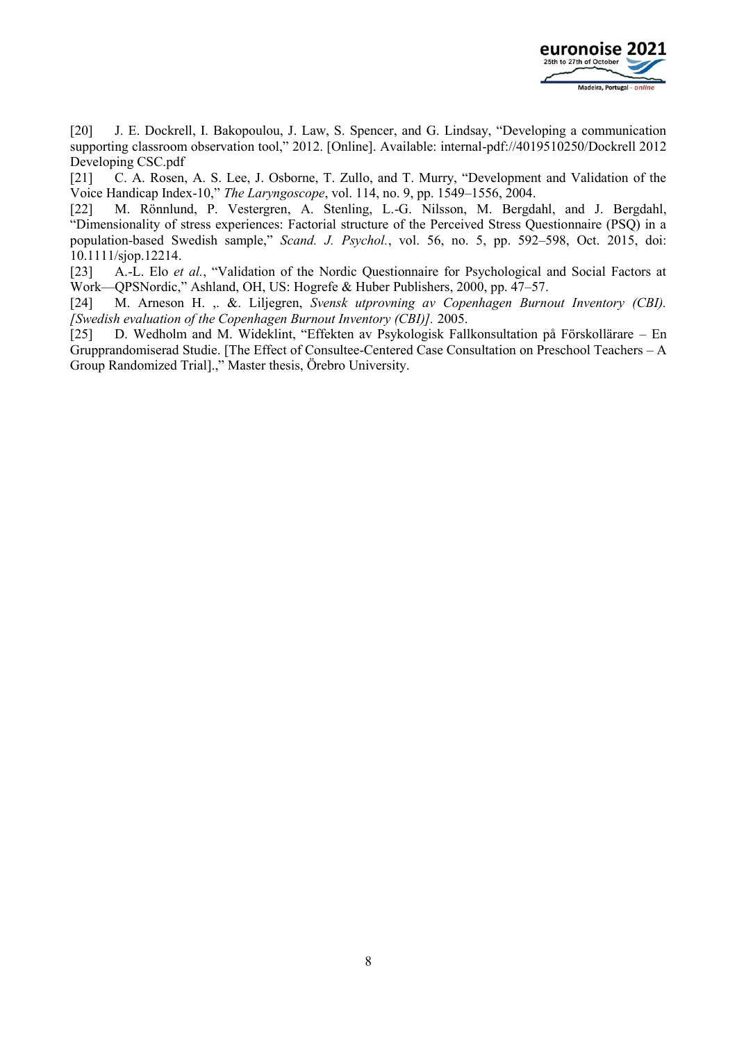[20] J. E. Dockrell, I. Bakopoulou, J. Law, S. Spencer, and G. Lindsay, "Developing a communication supporting classroom observation tool," 2012. [Online]. Available: internal-pdf://4019510250/Dockrell 2012 Developing CSC.pdf

[21] C. A. Rosen, A. S. Lee, J. Osborne, T. Zullo, and T. Murry, "Development and Validation of the Voice Handicap Index-10," *The Laryngoscope*, vol. 114, no. 9, pp. 1549–1556, 2004.

[22] M. Rönnlund, P. Vestergren, A. Stenling, L.-G. Nilsson, M. Bergdahl, and J. Bergdahl, "Dimensionality of stress experiences: Factorial structure of the Perceived Stress Questionnaire (PSQ) in a population-based Swedish sample," *Scand. J. Psychol.*, vol. 56, no. 5, pp. 592–598, Oct. 2015, doi: 10.1111/sjop.12214.

[23] A.-L. Elo *et al.*, "Validation of the Nordic Questionnaire for Psychological and Social Factors at Work—QPSNordic," Ashland, OH, US: Hogrefe & Huber Publishers, 2000, pp. 47–57.

[24] M. Arneson H. ,. &. Liljegren, *Svensk utprovning av Copenhagen Burnout Inventory (CBI). [Swedish evaluation of the Copenhagen Burnout Inventory (CBI)].* 2005.

[25] D. Wedholm and M. Wideklint, "Effekten av Psykologisk Fallkonsultation på Förskollärare – En Grupprandomiserad Studie. [The Effect of Consultee-Centered Case Consultation on Preschool Teachers – A Group Randomized Trial].," Master thesis, Örebro University.